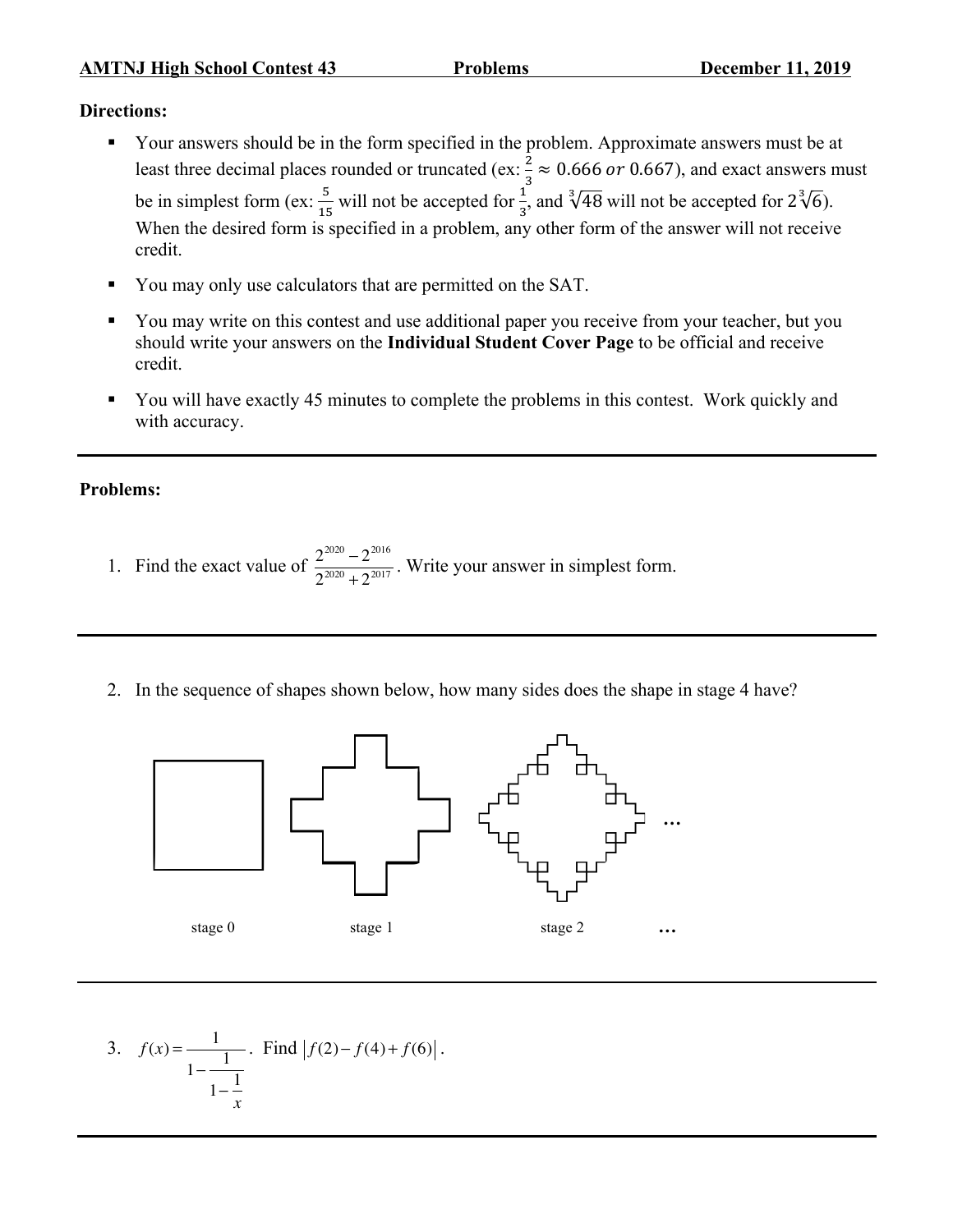**AMTNJ High School Contest 43 Problems December 11, 2019**

**Directions:**

- Your answers should be in the form specified in the problem. Approximate answers must be at least three decimal places rounded or truncated (ex: $\frac{2}{3} \approx 0.666$ *or* $0.667$), and exact answers must be in simplest form (ex: $\frac{5}{15}$ will not be accepted for $\frac{1}{3}$, and $\sqrt[3]{48}$ will not be accepted for $2\sqrt[3]{6}$). When the desired form is specified in a problem, any other form of the answer will not receive credit.
- You may only use calculators that are permitted on the SAT.
- You may write on this contest and use additional paper you receive from your teacher, but you should write your answers on the **Individual Student Cover Page** to be official and receive credit.
- You will have exactly 45 minutes to complete the problems in this contest. Work quickly and with accuracy.

---

**Problems:**

1. Find the exact value of $\dfrac{2^{2020} - 2^{2016}}{2^{2020} + 2^{2017}}$. Write your answer in simplest form.

---

2. In the sequence of shapes shown below, how many sides does the shape in stage 4 have?

stage 0 stage 1 stage 2 …

---

3. $f(x) = \dfrac{1}{1 - \dfrac{1}{1 - \dfrac{1}{x}}}$. Find $\left| f(2) - f(4) + f(6) \right|$.

---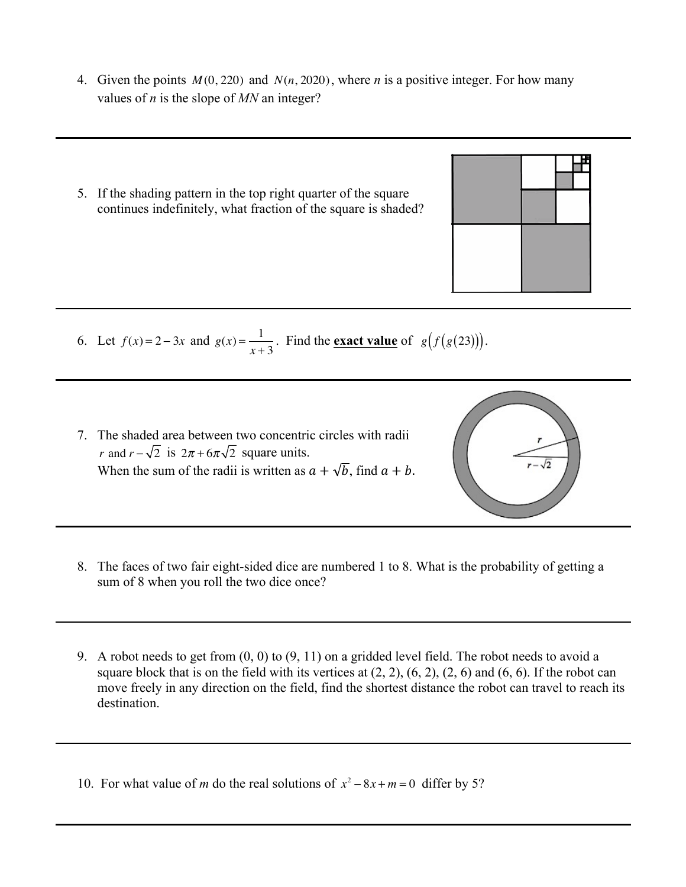4. Given the points $M(0, 220)$ and $N(n, 2020)$, where $n$ is a positive integer. For how many values of $n$ is the slope of $MN$ an integer?

---

5. If the shading pattern in the top right quarter of the square continues indefinitely, what fraction of the square is shaded?

---

6. Let $f(x) = 2 - 3x$ and $g(x) = \dfrac{1}{x+3}$. Find the **exact value** of $g(f(g(23)))$.

---

7. The shaded area between two concentric circles with radii $r$ and $r - \sqrt{2}$ is $2\pi + 6\pi\sqrt{2}$ square units. When the sum of the radii is written as $a + \sqrt{b}$, find $a + b$.

---

8. The faces of two fair eight-sided dice are numbered 1 to 8. What is the probability of getting a sum of 8 when you roll the two dice once?

---

9. A robot needs to get from (0, 0) to (9, 11) on a gridded level field. The robot needs to avoid a square block that is on the field with its vertices at (2, 2), (6, 2), (2, 6) and (6, 6). If the robot can move freely in any direction on the field, find the shortest distance the robot can travel to reach its destination.

---

10. For what value of $m$ do the real solutions of $x^2 - 8x + m = 0$ differ by 5?

---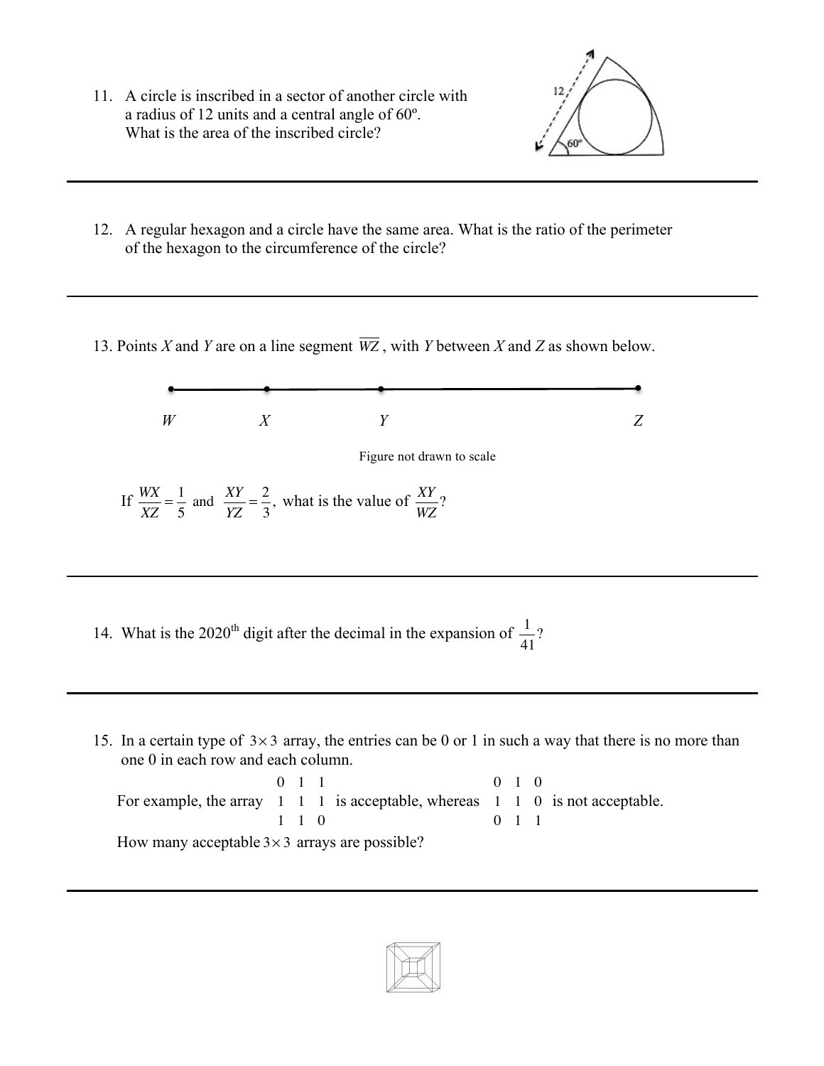11. A circle is inscribed in a sector of another circle with a radius of 12 units and a central angle of 60º. What is the area of the inscribed circle?

12
60°

---

12. A regular hexagon and a circle have the same area. What is the ratio of the perimeter of the hexagon to the circumference of the circle?

---

13. Points $X$ and $Y$ are on a line segment $\overline{WZ}$, with $Y$ between $X$ and $Z$ as shown below.

W X Y Z

Figure not drawn to scale

If $\frac{WX}{XZ} = \frac{1}{5}$ and $\frac{XY}{YZ} = \frac{2}{3}$, what is the value of $\frac{XY}{WZ}$?

---

14. What is the 2020th digit after the decimal in the expansion of $\frac{1}{41}$?

---

15. In a certain type of $3 \times 3$ array, the entries can be 0 or 1 in such a way that there is no more than one 0 in each row and each column.

For example, the array $\begin{matrix} 0 & 1 & 1 \\ 1 & 1 & 1 \\ 1 & 1 & 0 \end{matrix}$ is acceptable, whereas $\begin{matrix} 0 & 1 & 0 \\ 1 & 1 & 0 \\ 0 & 1 & 1 \end{matrix}$ is not acceptable.

How many acceptable $3 \times 3$ arrays are possible?

---